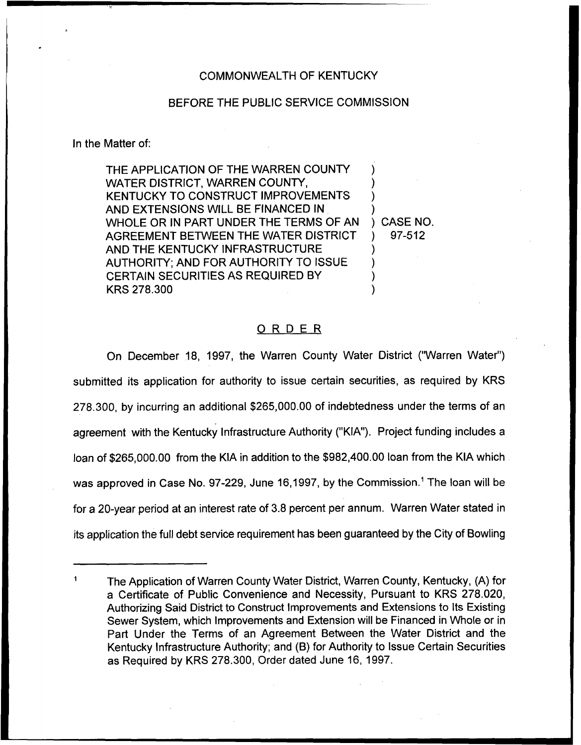COMMONWEALTH OF KENTUCKY

BEFORE THE PUBLIC SERVICE COMMISSION

In the Matter of:

| | |
|---|---|
| THE APPLICATION OF THE WARREN COUNTY WATER DISTRICT, WARREN COUNTY, KENTUCKY TO CONSTRUCT IMPROVEMENTS AND EXTENSIONS WILL BE FINANCED IN WHOLE OR IN PART UNDER THE TERMS OF AN AGREEMENT BETWEEN THE WATER DISTRICT AND THE KENTUCKY INFRASTRUCTURE AUTHORITY; AND FOR AUTHORITY TO ISSUE CERTAIN SECURITIES AS REQUIRED BY KRS 278.300 | ) CASE NO. 97-512 |

## ORDER

On December 18, 1997, the Warren County Water District ("Warren Water") submitted its application for authority to issue certain securities, as required by KRS 278.300, by incurring an additional $265,000.00 of indebtedness under the terms of an agreement with the Kentucky Infrastructure Authority ("KIA"). Project funding includes a loan of $265,000.00 from the KIA in addition to the $982,400.00 loan from the KIA which was approved in Case No. 97-229, June 16,1997, by the Commission.[1] The loan will be for a 20-year period at an interest rate of 3.8 percent per annum. Warren Water stated in its application the full debt service requirement has been guaranteed by the City of Bowling

[1] The Application of Warren County Water District, Warren County, Kentucky, (A) for a Certificate of Public Convenience and Necessity, Pursuant to KRS 278.020, Authorizing Said District to Construct Improvements and Extensions to Its Existing Sewer System, which Improvements and Extension will be Financed in Whole or in Part Under the Terms of an Agreement Between the Water District and the Kentucky Infrastructure Authority; and (B) for Authority to Issue Certain Securities as Required by KRS 278.300, Order dated June 16, 1997.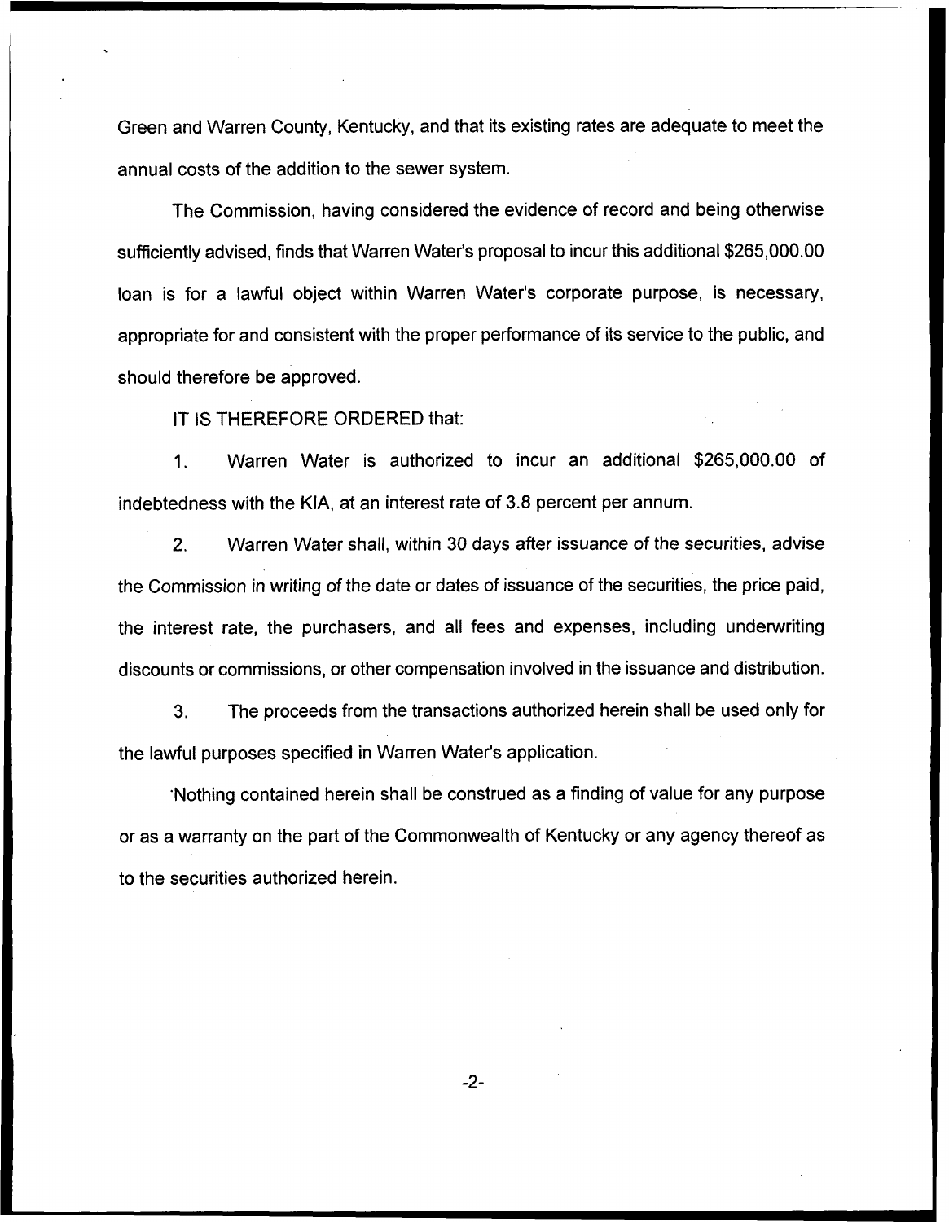Green and Warren County, Kentucky, and that its existing rates are adequate to meet the annual costs of the addition to the sewer system.

The Commission, having considered the evidence of record and being otherwise sufficiently advised, finds that Warren Water's proposal to incur this additional $265,000.00 loan is for a lawful object within Warren Water's corporate purpose, is necessary, appropriate for and consistent with the proper performance of its service to the public, and should therefore be approved.

IT IS THEREFORE ORDERED that:

1. Warren Water is authorized to incur an additional $265,000.00 of indebtedness with the KIA, at an interest rate of 3.8 percent per annum.

2. Warren Water shall, within 30 days after issuance of the securities, advise the Commission in writing of the date or dates of issuance of the securities, the price paid, the interest rate, the purchasers, and all fees and expenses, including underwriting discounts or commissions, or other compensation involved in the issuance and distribution.

3. The proceeds from the transactions authorized herein shall be used only for the lawful purposes specified in Warren Water's application.

Nothing contained herein shall be construed as a finding of value for any purpose or as a warranty on the part of the Commonwealth of Kentucky or any agency thereof as to the securities authorized herein.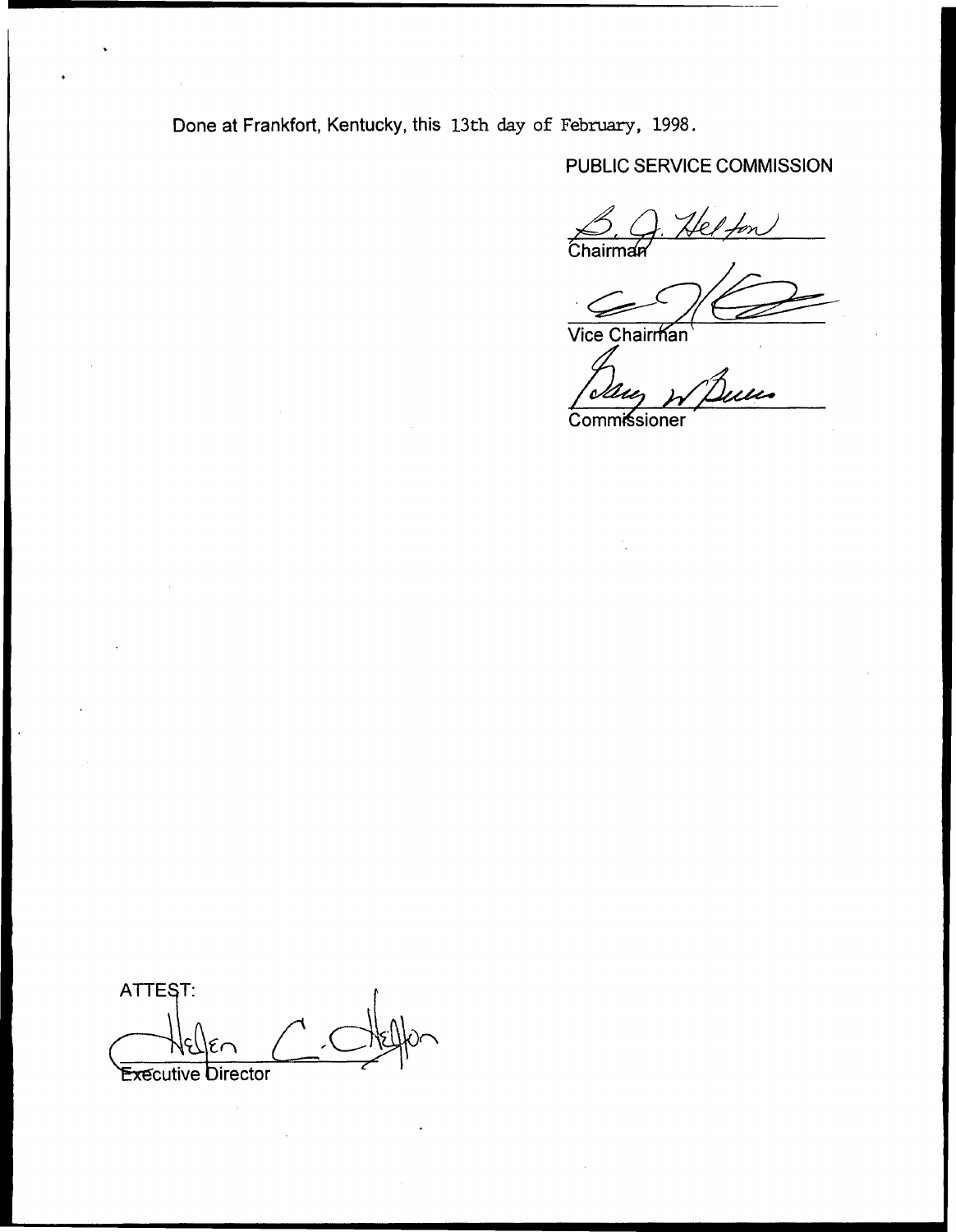Done at Frankfort, Kentucky, this 13th day of February, 1998.

PUBLIC SERVICE COMMISSION

Chairman

Vice Chairman

Commissioner

ATTEST:

Executive Director